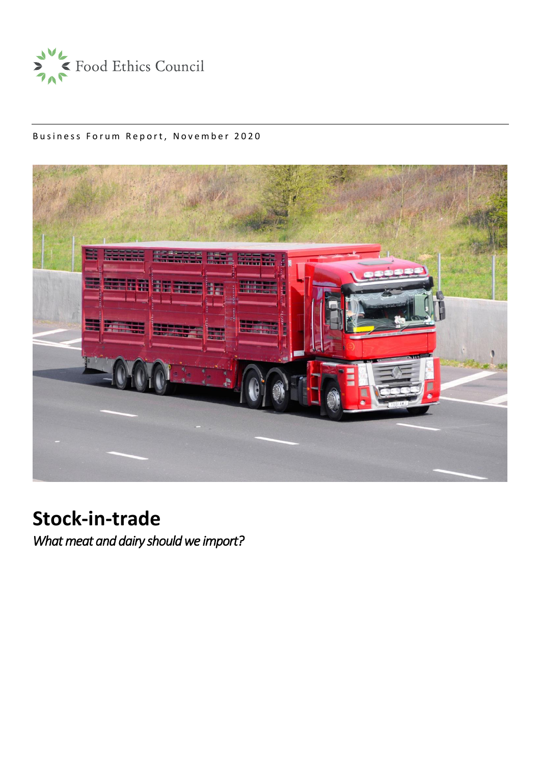Food Ethics Council

Business Forum Report, November 2020

# Stock-in-trade

*What meat and dairy should we import?*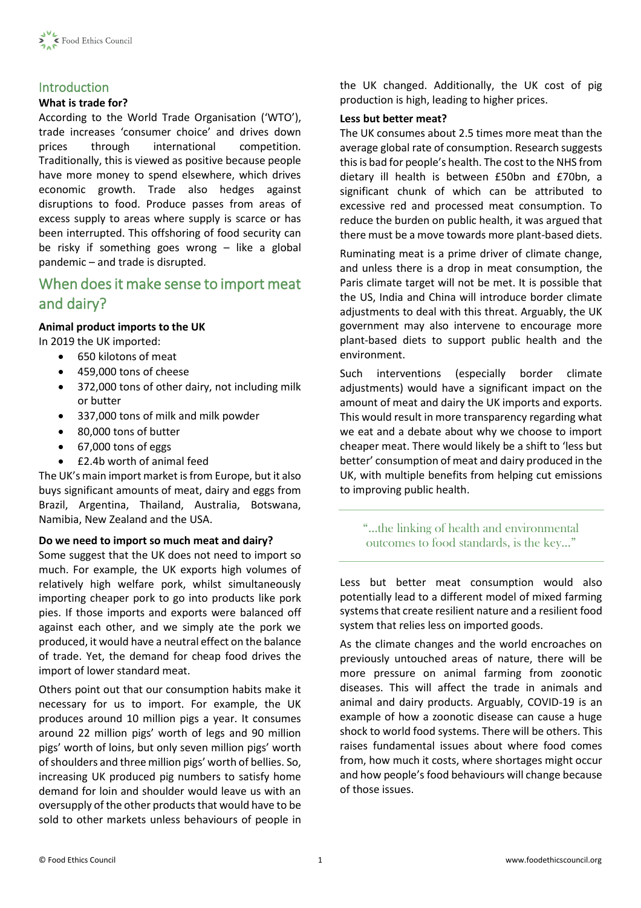## Introduction

**What is trade for?**

According to the World Trade Organisation ('WTO'), trade increases 'consumer choice' and drives down prices through international competition. Traditionally, this is viewed as positive because people have more money to spend elsewhere, which drives economic growth. Trade also hedges against disruptions to food. Produce passes from areas of excess supply to areas where supply is scarce or has been interrupted. This offshoring of food security can be risky if something goes wrong – like a global pandemic – and trade is disrupted.

## When does it make sense to import meat and dairy?

**Animal product imports to the UK**

In 2019 the UK imported:

- 650 kilotons of meat
- 459,000 tons of cheese
- 372,000 tons of other dairy, not including milk or butter
- 337,000 tons of milk and milk powder
- 80,000 tons of butter
- 67,000 tons of eggs
- £2.4b worth of animal feed

The UK's main import market is from Europe, but it also buys significant amounts of meat, dairy and eggs from Brazil, Argentina, Thailand, Australia, Botswana, Namibia, New Zealand and the USA.

**Do we need to import so much meat and dairy?**

Some suggest that the UK does not need to import so much. For example, the UK exports high volumes of relatively high welfare pork, whilst simultaneously importing cheaper pork to go into products like pork pies. If those imports and exports were balanced off against each other, and we simply ate the pork we produced, it would have a neutral effect on the balance of trade. Yet, the demand for cheap food drives the import of lower standard meat.

Others point out that our consumption habits make it necessary for us to import. For example, the UK produces around 10 million pigs a year. It consumes around 22 million pigs' worth of legs and 90 million pigs' worth of loins, but only seven million pigs' worth of shoulders and three million pigs' worth of bellies. So, increasing UK produced pig numbers to satisfy home demand for loin and shoulder would leave us with an oversupply of the other products that would have to be sold to other markets unless behaviours of people in the UK changed. Additionally, the UK cost of pig production is high, leading to higher prices.

**Less but better meat?**

The UK consumes about 2.5 times more meat than the average global rate of consumption. Research suggests this is bad for people's health. The cost to the NHS from dietary ill health is between £50bn and £70bn, a significant chunk of which can be attributed to excessive red and processed meat consumption. To reduce the burden on public health, it was argued that there must be a move towards more plant-based diets.

Ruminating meat is a prime driver of climate change, and unless there is a drop in meat consumption, the Paris climate target will not be met. It is possible that the US, India and China will introduce border climate adjustments to deal with this threat. Arguably, the UK government may also intervene to encourage more plant-based diets to support public health and the environment.

Such interventions (especially border climate adjustments) would have a significant impact on the amount of meat and dairy the UK imports and exports. This would result in more transparency regarding what we eat and a debate about why we choose to import cheaper meat. There would likely be a shift to 'less but better' consumption of meat and dairy produced in the UK, with multiple benefits from helping cut emissions to improving public health.

> "…the linking of health and environmental outcomes to food standards, is the key…"

Less but better meat consumption would also potentially lead to a different model of mixed farming systems that create resilient nature and a resilient food system that relies less on imported goods.

As the climate changes and the world encroaches on previously untouched areas of nature, there will be more pressure on animal farming from zoonotic diseases. This will affect the trade in animals and animal and dairy products. Arguably, COVID-19 is an example of how a zoonotic disease can cause a huge shock to world food systems. There will be others. This raises fundamental issues about where food comes from, how much it costs, where shortages might occur and how people's food behaviours will change because of those issues.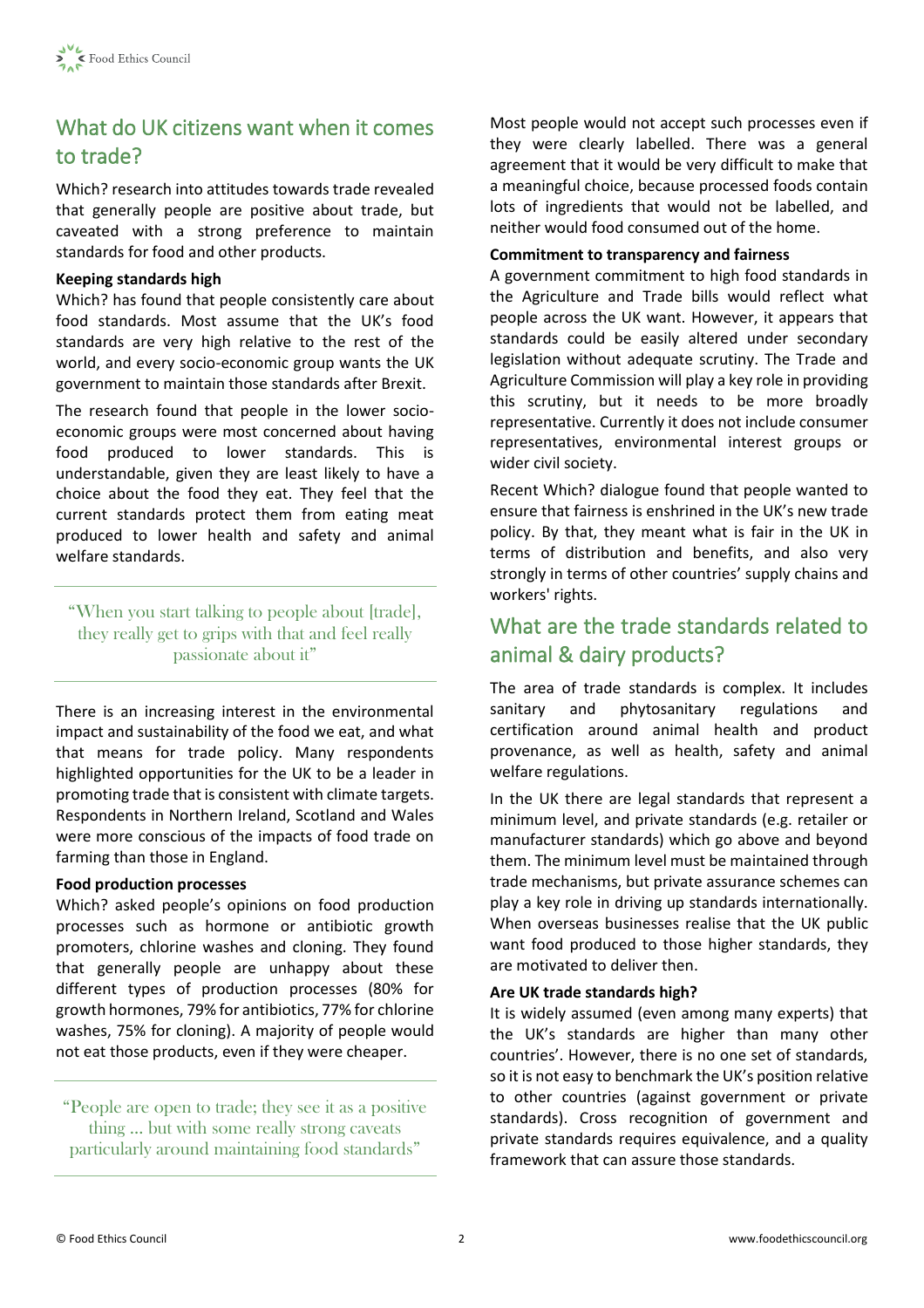## What do UK citizens want when it comes to trade?

Which? research into attitudes towards trade revealed that generally people are positive about trade, but caveated with a strong preference to maintain standards for food and other products.

**Keeping standards high**

Which? has found that people consistently care about food standards. Most assume that the UK's food standards are very high relative to the rest of the world, and every socio-economic group wants the UK government to maintain those standards after Brexit.

The research found that people in the lower socio-economic groups were most concerned about having food produced to lower standards. This is understandable, given they are least likely to have a choice about the food they eat. They feel that the current standards protect them from eating meat produced to lower health and safety and animal welfare standards.

> "When you start talking to people about [trade], they really get to grips with that and feel really passionate about it"

There is an increasing interest in the environmental impact and sustainability of the food we eat, and what that means for trade policy. Many respondents highlighted opportunities for the UK to be a leader in promoting trade that is consistent with climate targets. Respondents in Northern Ireland, Scotland and Wales were more conscious of the impacts of food trade on farming than those in England.

**Food production processes**

Which? asked people's opinions on food production processes such as hormone or antibiotic growth promoters, chlorine washes and cloning. They found that generally people are unhappy about these different types of production processes (80% for growth hormones, 79% for antibiotics, 77% for chlorine washes, 75% for cloning). A majority of people would not eat those products, even if they were cheaper.

> "People are open to trade; they see it as a positive thing ... but with some really strong caveats particularly around maintaining food standards"

Most people would not accept such processes even if they were clearly labelled. There was a general agreement that it would be very difficult to make that a meaningful choice, because processed foods contain lots of ingredients that would not be labelled, and neither would food consumed out of the home.

**Commitment to transparency and fairness**

A government commitment to high food standards in the Agriculture and Trade bills would reflect what people across the UK want. However, it appears that standards could be easily altered under secondary legislation without adequate scrutiny. The Trade and Agriculture Commission will play a key role in providing this scrutiny, but it needs to be more broadly representative. Currently it does not include consumer representatives, environmental interest groups or wider civil society.

Recent Which? dialogue found that people wanted to ensure that fairness is enshrined in the UK's new trade policy. By that, they meant what is fair in the UK in terms of distribution and benefits, and also very strongly in terms of other countries' supply chains and workers' rights.

## What are the trade standards related to animal & dairy products?

The area of trade standards is complex. It includes sanitary and phytosanitary regulations and certification around animal health and product provenance, as well as health, safety and animal welfare regulations.

In the UK there are legal standards that represent a minimum level, and private standards (e.g. retailer or manufacturer standards) which go above and beyond them. The minimum level must be maintained through trade mechanisms, but private assurance schemes can play a key role in driving up standards internationally. When overseas businesses realise that the UK public want food produced to those higher standards, they are motivated to deliver then.

**Are UK trade standards high?**

It is widely assumed (even among many experts) that the UK's standards are higher than many other countries'. However, there is no one set of standards, so it is not easy to benchmark the UK's position relative to other countries (against government or private standards). Cross recognition of government and private standards requires equivalence, and a quality framework that can assure those standards.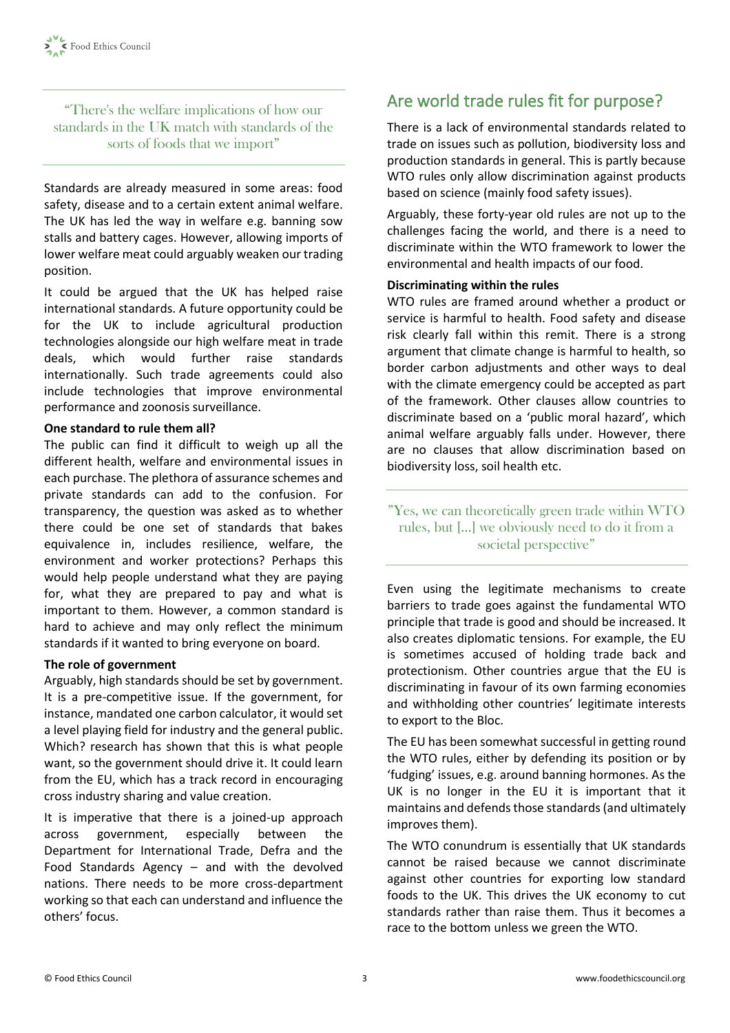> "There's the welfare implications of how our standards in the UK match with standards of the sorts of foods that we import"

Standards are already measured in some areas: food safety, disease and to a certain extent animal welfare. The UK has led the way in welfare e.g. banning sow stalls and battery cages. However, allowing imports of lower welfare meat could arguably weaken our trading position.

It could be argued that the UK has helped raise international standards. A future opportunity could be for the UK to include agricultural production technologies alongside our high welfare meat in trade deals, which would further raise standards internationally. Such trade agreements could also include technologies that improve environmental performance and zoonosis surveillance.

**One standard to rule them all?**

The public can find it difficult to weigh up all the different health, welfare and environmental issues in each purchase. The plethora of assurance schemes and private standards can add to the confusion. For transparency, the question was asked as to whether there could be one set of standards that bakes equivalence in, includes resilience, welfare, the environment and worker protections? Perhaps this would help people understand what they are paying for, what they are prepared to pay and what is important to them. However, a common standard is hard to achieve and may only reflect the minimum standards if it wanted to bring everyone on board.

**The role of government**

Arguably, high standards should be set by government. It is a pre-competitive issue. If the government, for instance, mandated one carbon calculator, it would set a level playing field for industry and the general public. Which? research has shown that this is what people want, so the government should drive it. It could learn from the EU, which has a track record in encouraging cross industry sharing and value creation.

It is imperative that there is a joined-up approach across government, especially between the Department for International Trade, Defra and the Food Standards Agency – and with the devolved nations. There needs to be more cross-department working so that each can understand and influence the others' focus.

## Are world trade rules fit for purpose?

There is a lack of environmental standards related to trade on issues such as pollution, biodiversity loss and production standards in general. This is partly because WTO rules only allow discrimination against products based on science (mainly food safety issues).

Arguably, these forty-year old rules are not up to the challenges facing the world, and there is a need to discriminate within the WTO framework to lower the environmental and health impacts of our food.

**Discriminating within the rules**

WTO rules are framed around whether a product or service is harmful to health. Food safety and disease risk clearly fall within this remit. There is a strong argument that climate change is harmful to health, so border carbon adjustments and other ways to deal with the climate emergency could be accepted as part of the framework. Other clauses allow countries to discriminate based on a 'public moral hazard', which animal welfare arguably falls under. However, there are no clauses that allow discrimination based on biodiversity loss, soil health etc.

> "Yes, we can theoretically green trade within WTO rules, but [...] we obviously need to do it from a societal perspective"

Even using the legitimate mechanisms to create barriers to trade goes against the fundamental WTO principle that trade is good and should be increased. It also creates diplomatic tensions. For example, the EU is sometimes accused of holding trade back and protectionism. Other countries argue that the EU is discriminating in favour of its own farming economies and withholding other countries' legitimate interests to export to the Bloc.

The EU has been somewhat successful in getting round the WTO rules, either by defending its position or by 'fudging' issues, e.g. around banning hormones. As the UK is no longer in the EU it is important that it maintains and defends those standards (and ultimately improves them).

The WTO conundrum is essentially that UK standards cannot be raised because we cannot discriminate against other countries for exporting low standard foods to the UK. This drives the UK economy to cut standards rather than raise them. Thus it becomes a race to the bottom unless we green the WTO.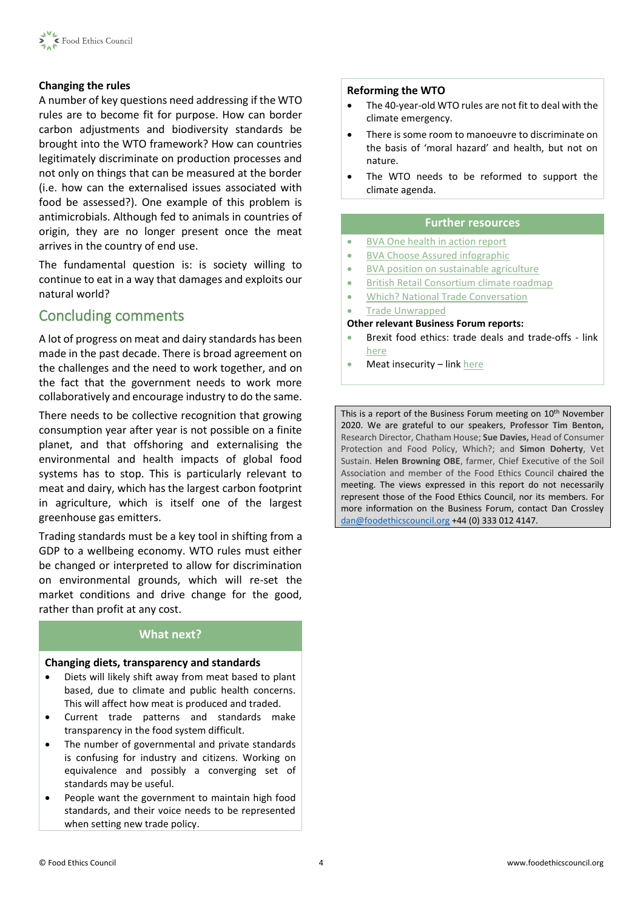### Changing the rules

A number of key questions need addressing if the WTO rules are to become fit for purpose. How can border carbon adjustments and biodiversity standards be brought into the WTO framework? How can countries legitimately discriminate on production processes and not only on things that can be measured at the border (i.e. how can the externalised issues associated with food be assessed?). One example of this problem is antimicrobials. Although fed to animals in countries of origin, they are no longer present once the meat arrives in the country of end use.

The fundamental question is: is society willing to continue to eat in a way that damages and exploits our natural world?

## Concluding comments

A lot of progress on meat and dairy standards has been made in the past decade. There is broad agreement on the challenges and the need to work together, and on the fact that the government needs to work more collaboratively and encourage industry to do the same.

There needs to be collective recognition that growing consumption year after year is not possible on a finite planet, and that offshoring and externalising the environmental and health impacts of global food systems has to stop. This is particularly relevant to meat and dairy, which has the largest carbon footprint in agriculture, which is itself one of the largest greenhouse gas emitters.

Trading standards must be a key tool in shifting from a GDP to a wellbeing economy. WTO rules must either be changed or interpreted to allow for discrimination on environmental grounds, which will re-set the market conditions and drive change for the good, rather than profit at any cost.

### What next?

**Changing diets, transparency and standards**

- Diets will likely shift away from meat based to plant based, due to climate and public health concerns. This will affect how meat is produced and traded.
- Current trade patterns and standards make transparency in the food system difficult.
- The number of governmental and private standards is confusing for industry and citizens. Working on equivalence and possibly a converging set of standards may be useful.
- People want the government to maintain high food standards, and their voice needs to be represented when setting new trade policy.

**Reforming the WTO**

- The 40-year-old WTO rules are not fit to deal with the climate emergency.
- There is some room to manoeuvre to discriminate on the basis of 'moral hazard' and health, but not on nature.
- The WTO needs to be reformed to support the climate agenda.

### Further resources

- BVA One health in action report
- BVA Choose Assured infographic
- BVA position on sustainable agriculture
- British Retail Consortium climate roadmap
- Which? National Trade Conversation
- Trade Unwrapped

**Other relevant Business Forum reports:**

- Brexit food ethics: trade deals and trade-offs - link here
- Meat insecurity – link here

This is a report of the Business Forum meeting on 10th November 2020. We are grateful to our speakers, **Professor Tim Benton,** Research Director, Chatham House; **Sue Davies,** Head of Consumer Protection and Food Policy, Which?; and **Simon Doherty**, Vet Sustain. **Helen Browning OBE**, farmer, Chief Executive of the Soil Association and member of the Food Ethics Council chaired the meeting. The views expressed in this report do not necessarily represent those of the Food Ethics Council, nor its members. For more information on the Business Forum, contact Dan Crossley dan@foodethicscouncil.org +44 (0) 333 012 4147.